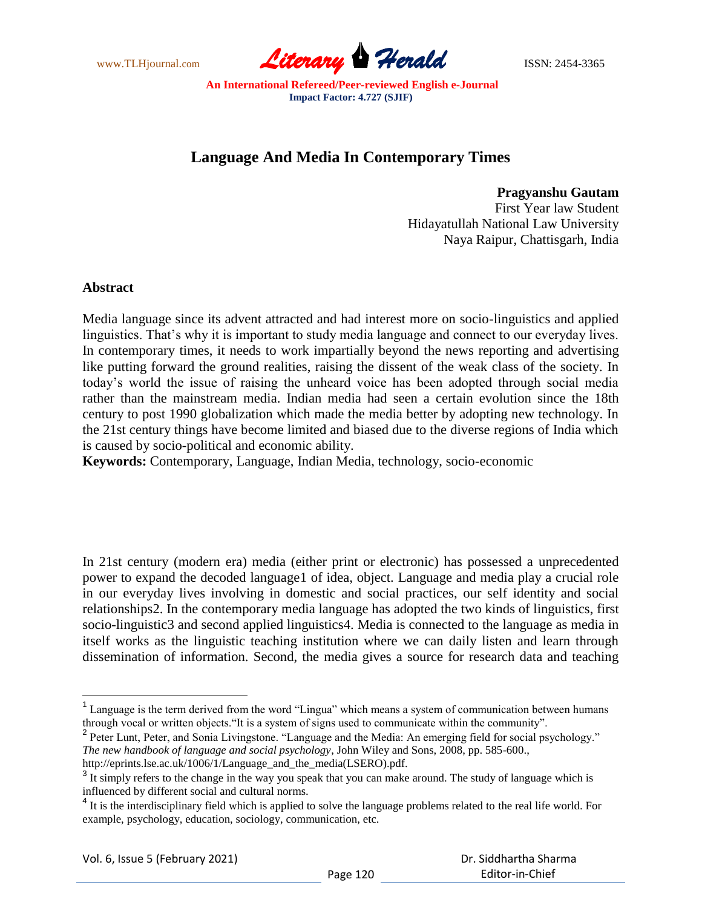# Language And Media In Contemporary Times

**Pragyanshu Gautam**
First Year law Student
Hidayatullah National Law University
Naya Raipur, Chattisgarh, India

## Abstract

Media language since its advent attracted and had interest more on socio-linguistics and applied linguistics. That's why it is important to study media language and connect to our everyday lives. In contemporary times, it needs to work impartially beyond the news reporting and advertising like putting forward the ground realities, raising the dissent of the weak class of the society. In today's world the issue of raising the unheard voice has been adopted through social media rather than the mainstream media. Indian media had seen a certain evolution since the 18th century to post 1990 globalization which made the media better by adopting new technology. In the 21st century things have become limited and biased due to the diverse regions of India which is caused by socio-political and economic ability.

**Keywords:** Contemporary, Language, Indian Media, technology, socio-economic

In 21st century (modern era) media (either print or electronic) has possessed a unprecedented power to expand the decoded language[1] of idea, object. Language and media play a crucial role in our everyday lives involving in domestic and social practices, our self identity and social relationships[2]. In the contemporary media language has adopted the two kinds of linguistics, first socio-linguistic[3] and second applied linguistics[4]. Media is connected to the language as media in itself works as the linguistic teaching institution where we can daily listen and learn through dissemination of information. Second, the media gives a source for research data and teaching

---

[1] Language is the term derived from the word "Lingua" which means a system of communication between humans through vocal or written objects."It is a system of signs used to communicate within the community".

[2] Peter Lunt, Peter, and Sonia Livingstone. "Language and the Media: An emerging field for social psychology." *The new handbook of language and social psychology*, John Wiley and Sons, 2008, pp. 585-600., http://eprints.lse.ac.uk/1006/1/Language_and_the_media(LSERO).pdf.

[3] It simply refers to the change in the way you speak that you can make around. The study of language which is influenced by different social and cultural norms.

[4] It is the interdisciplinary field which is applied to solve the language problems related to the real life world. For example, psychology, education, sociology, communication, etc.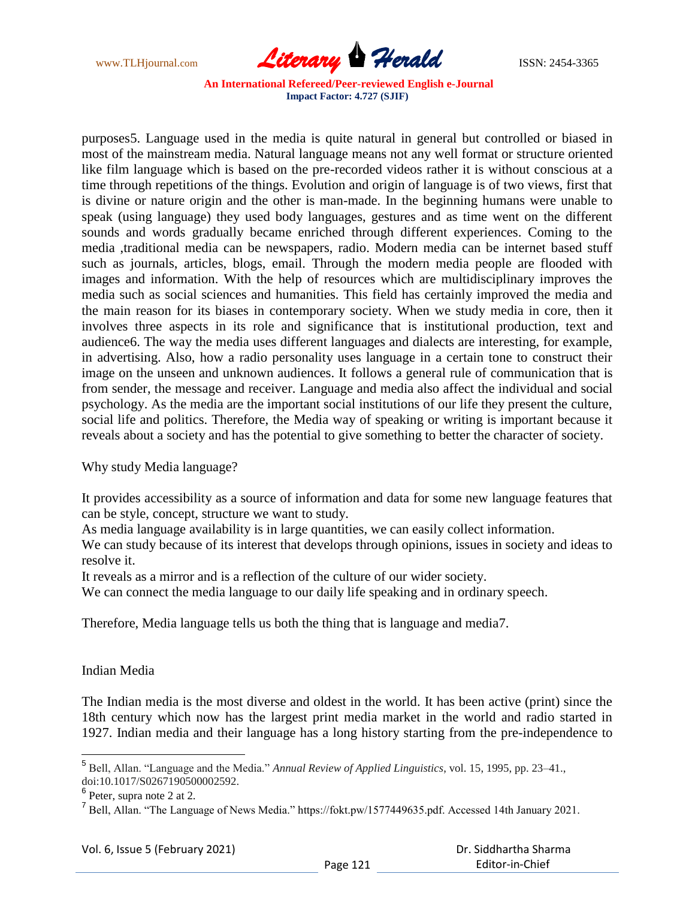purposes[5]. Language used in the media is quite natural in general but controlled or biased in most of the mainstream media. Natural language means not any well format or structure oriented like film language which is based on the pre-recorded videos rather it is without conscious at a time through repetitions of the things. Evolution and origin of language is of two views, first that is divine or nature origin and the other is man-made. In the beginning humans were unable to speak (using language) they used body languages, gestures and as time went on the different sounds and words gradually became enriched through different experiences. Coming to the media ,traditional media can be newspapers, radio. Modern media can be internet based stuff such as journals, articles, blogs, email. Through the modern media people are flooded with images and information. With the help of resources which are multidisciplinary improves the media such as social sciences and humanities. This field has certainly improved the media and the main reason for its biases in contemporary society. When we study media in core, then it involves three aspects in its role and significance that is institutional production, text and audience[6]. The way the media uses different languages and dialects are interesting, for example, in advertising. Also, how a radio personality uses language in a certain tone to construct their image on the unseen and unknown audiences. It follows a general rule of communication that is from sender, the message and receiver. Language and media also affect the individual and social psychology. As the media are the important social institutions of our life they present the culture, social life and politics. Therefore, the Media way of speaking or writing is important because it reveals about a society and has the potential to give something to better the character of society.

Why study Media language?

It provides accessibility as a source of information and data for some new language features that can be style, concept, structure we want to study.

As media language availability is in large quantities, we can easily collect information.

We can study because of its interest that develops through opinions, issues in society and ideas to resolve it.

It reveals as a mirror and is a reflection of the culture of our wider society.

We can connect the media language to our daily life speaking and in ordinary speech.

Therefore, Media language tells us both the thing that is language and media[7].

Indian Media

The Indian media is the most diverse and oldest in the world. It has been active (print) since the 18th century which now has the largest print media market in the world and radio started in 1927. Indian media and their language has a long history starting from the pre-independence to

---

[5] Bell, Allan. "Language and the Media." *Annual Review of Applied Linguistics*, vol. 15, 1995, pp. 23–41., doi:10.1017/S0267190500002592.

[6] Peter, supra note 2 at 2.

[7] Bell, Allan. "The Language of News Media." https://fokt.pw/1577449635.pdf. Accessed 14th January 2021.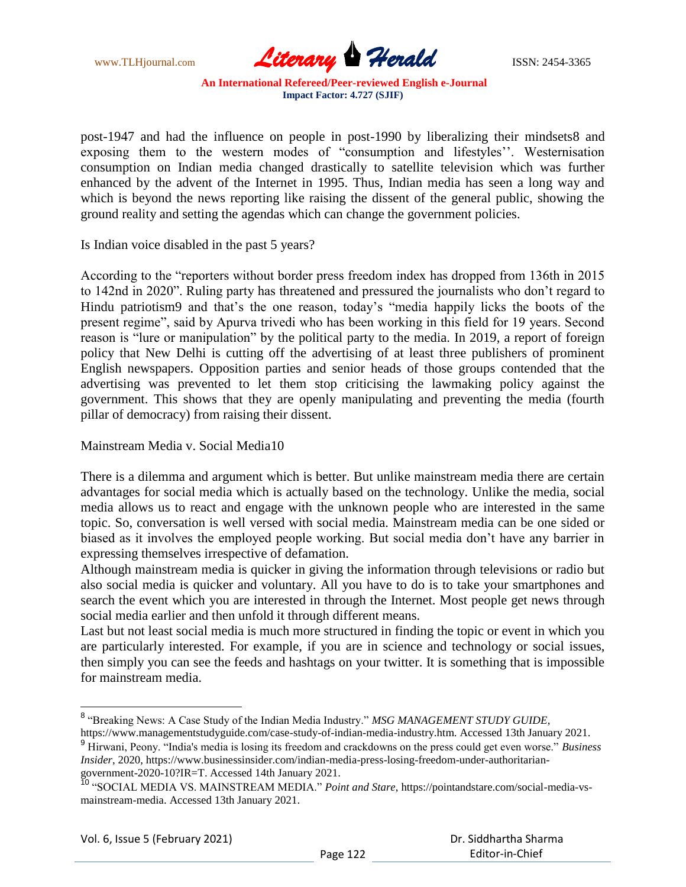post-1947 and had the influence on people in post-1990 by liberalizing their mindsets[8] and exposing them to the western modes of "consumption and lifestyles''. Westernisation consumption on Indian media changed drastically to satellite television which was further enhanced by the advent of the Internet in 1995. Thus, Indian media has seen a long way and which is beyond the news reporting like raising the dissent of the general public, showing the ground reality and setting the agendas which can change the government policies.

Is Indian voice disabled in the past 5 years?

According to the "reporters without border press freedom index has dropped from 136th in 2015 to 142nd in 2020". Ruling party has threatened and pressured the journalists who don't regard to Hindu patriotism[9] and that's the one reason, today's "media happily licks the boots of the present regime", said by Apurva trivedi who has been working in this field for 19 years. Second reason is "lure or manipulation" by the political party to the media. In 2019, a report of foreign policy that New Delhi is cutting off the advertising of at least three publishers of prominent English newspapers. Opposition parties and senior heads of those groups contended that the advertising was prevented to let them stop criticising the lawmaking policy against the government. This shows that they are openly manipulating and preventing the media (fourth pillar of democracy) from raising their dissent.

Mainstream Media v. Social Media[10]

There is a dilemma and argument which is better. But unlike mainstream media there are certain advantages for social media which is actually based on the technology. Unlike the media, social media allows us to react and engage with the unknown people who are interested in the same topic. So, conversation is well versed with social media. Mainstream media can be one sided or biased as it involves the employed people working. But social media don't have any barrier in expressing themselves irrespective of defamation.

Although mainstream media is quicker in giving the information through televisions or radio but also social media is quicker and voluntary. All you have to do is to take your smartphones and search the event which you are interested in through the Internet. Most people get news through social media earlier and then unfold it through different means.

Last but not least social media is much more structured in finding the topic or event in which you are particularly interested. For example, if you are in science and technology or social issues, then simply you can see the feeds and hashtags on your twitter. It is something that is impossible for mainstream media.

---

[8] "Breaking News: A Case Study of the Indian Media Industry." *MSG MANAGEMENT STUDY GUIDE*, https://www.managementstudyguide.com/case-study-of-indian-media-industry.htm. Accessed 13th January 2021.

[9] Hirwani, Peony. "India's media is losing its freedom and crackdowns on the press could get even worse." *Business Insider*, 2020, https://www.businessinsider.com/indian-media-press-losing-freedom-under-authoritarian-government-2020-10?IR=T. Accessed 14th January 2021.

[10] "SOCIAL MEDIA VS. MAINSTREAM MEDIA." *Point and Stare*, https://pointandstare.com/social-media-vs-mainstream-media. Accessed 13th January 2021.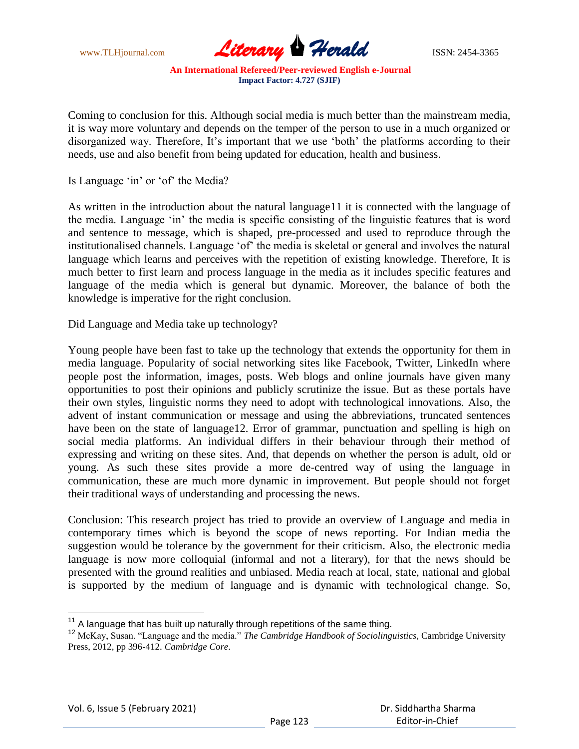Coming to conclusion for this. Although social media is much better than the mainstream media, it is way more voluntary and depends on the temper of the person to use in a much organized or disorganized way. Therefore, It's important that we use 'both' the platforms according to their needs, use and also benefit from being updated for education, health and business.

Is Language 'in' or 'of' the Media?

As written in the introduction about the natural language[11] it is connected with the language of the media. Language 'in' the media is specific consisting of the linguistic features that is word and sentence to message, which is shaped, pre-processed and used to reproduce through the institutionalised channels. Language 'of' the media is skeletal or general and involves the natural language which learns and perceives with the repetition of existing knowledge. Therefore, It is much better to first learn and process language in the media as it includes specific features and language of the media which is general but dynamic. Moreover, the balance of both the knowledge is imperative for the right conclusion.

Did Language and Media take up technology?

Young people have been fast to take up the technology that extends the opportunity for them in media language. Popularity of social networking sites like Facebook, Twitter, LinkedIn where people post the information, images, posts. Web blogs and online journals have given many opportunities to post their opinions and publicly scrutinize the issue. But as these portals have their own styles, linguistic norms they need to adopt with technological innovations. Also, the advent of instant communication or message and using the abbreviations, truncated sentences have been on the state of language[12]. Error of grammar, punctuation and spelling is high on social media platforms. An individual differs in their behaviour through their method of expressing and writing on these sites. And, that depends on whether the person is adult, old or young. As such these sites provide a more de-centred way of using the language in communication, these are much more dynamic in improvement. But people should not forget their traditional ways of understanding and processing the news.

Conclusion: This research project has tried to provide an overview of Language and media in contemporary times which is beyond the scope of news reporting. For Indian media the suggestion would be tolerance by the government for their criticism. Also, the electronic media language is now more colloquial (informal and not a literary), for that the news should be presented with the ground realities and unbiased. Media reach at local, state, national and global is supported by the medium of language and is dynamic with technological change. So,

---

[11] A language that has built up naturally through repetitions of the same thing.

[12] McKay, Susan. "Language and the media." *The Cambridge Handbook of Sociolinguistics*, Cambridge University Press, 2012, pp 396-412. *Cambridge Core*.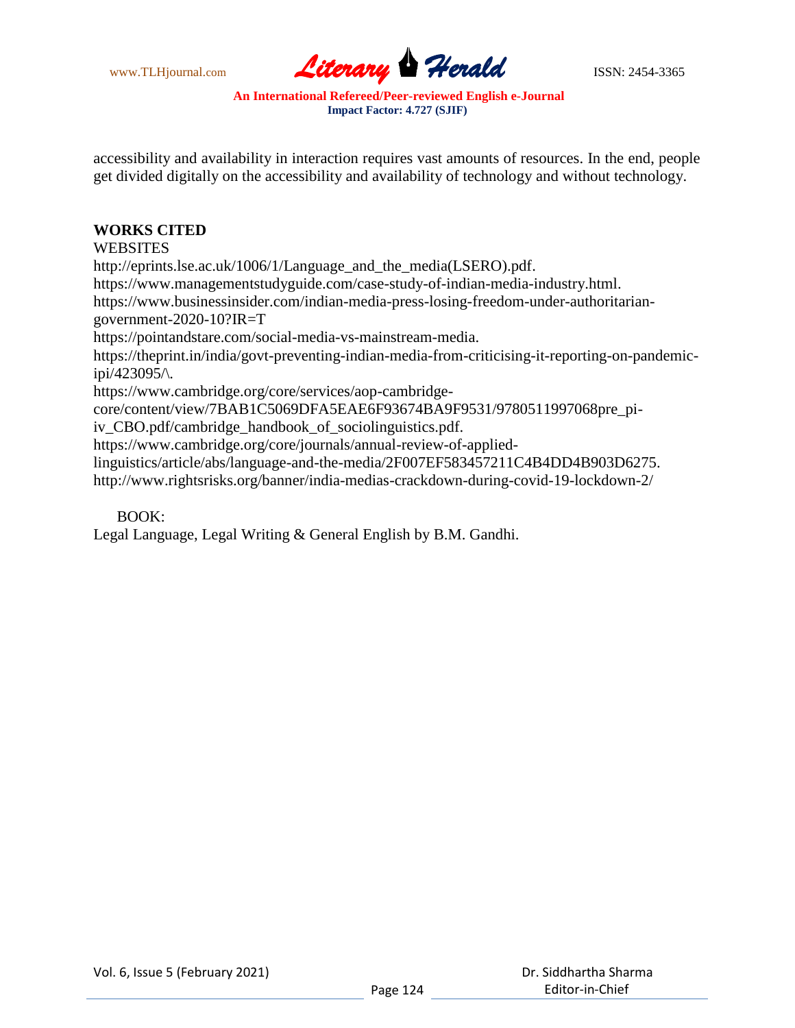accessibility and availability in interaction requires vast amounts of resources. In the end, people get divided digitally on the accessibility and availability of technology and without technology.

## WORKS CITED

WEBSITES

http://eprints.lse.ac.uk/1006/1/Language_and_the_media(LSERO).pdf.

https://www.managementstudyguide.com/case-study-of-indian-media-industry.html.

https://www.businessinsider.com/indian-media-press-losing-freedom-under-authoritarian-government-2020-10?IR=T

https://pointandstare.com/social-media-vs-mainstream-media.

https://theprint.in/india/govt-preventing-indian-media-from-criticising-it-reporting-on-pandemic-ipi/423095/\.

https://www.cambridge.org/core/services/aop-cambridge-core/content/view/7BAB1C5069DFA5EAE6F93674BA9F9531/9780511997068pre_pi-iv_CBO.pdf/cambridge_handbook_of_sociolinguistics.pdf.

https://www.cambridge.org/core/journals/annual-review-of-applied-linguistics/article/abs/language-and-the-media/2F007EF583457211C4B4DD4B903D6275.

http://www.rightsrisks.org/banner/india-medias-crackdown-during-covid-19-lockdown-2/

BOOK:

Legal Language, Legal Writing & General English by B.M. Gandhi.